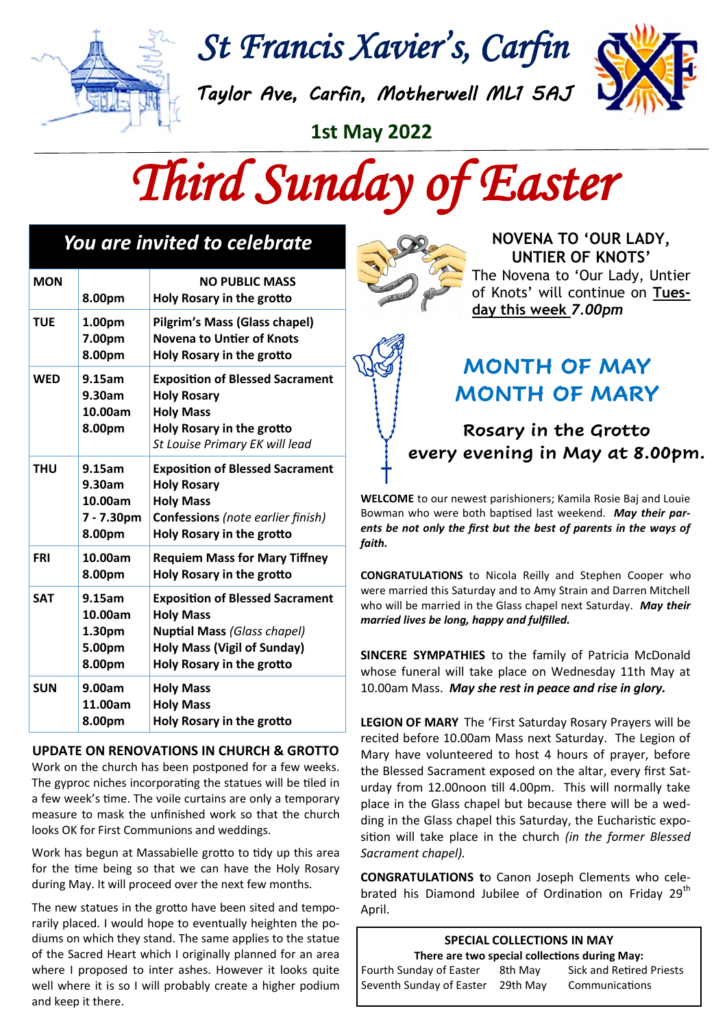# St Francis Xavier's, Carfin

*Taylor Ave, Carfin, Motherwell ML1 5AJ*

**1st May 2022**

# Third Sunday of Easter

## You are invited to celebrate

| | | |
|---|---|---|
| **MON** | **8.00pm** | **NO PUBLIC MASS**<br>**Holy Rosary in the grotto** |
| **TUE** | **1.00pm**<br>**7.00pm**<br>**8.00pm** | **Pilgrim's Mass (Glass chapel)**<br>**Novena to Untier of Knots**<br>**Holy Rosary in the grotto** |
| **WED** | **9.15am**<br>**9.30am**<br>**10.00am**<br>**8.00pm** | **Exposition of Blessed Sacrament**<br>**Holy Rosary**<br>**Holy Mass**<br>**Holy Rosary in the grotto**<br>*St Louise Primary EK will lead* |
| **THU** | **9.15am**<br>**9.30am**<br>**10.00am**<br>**7 - 7.30pm**<br>**8.00pm** | **Exposition of Blessed Sacrament**<br>**Holy Rosary**<br>**Holy Mass**<br>**Confessions** *(note earlier finish)*<br>**Holy Rosary in the grotto** |
| **FRI** | **10.00am**<br>**8.00pm** | **Requiem Mass for Mary Tiffney**<br>**Holy Rosary in the grotto** |
| **SAT** | **9.15am**<br>**10.00am**<br>**1.30pm**<br>**5.00pm**<br>**8.00pm** | **Exposition of Blessed Sacrament**<br>**Holy Mass**<br>**Nuptial Mass** *(Glass chapel)*<br>**Holy Mass (Vigil of Sunday)**<br>**Holy Rosary in the grotto** |
| **SUN** | **9.00am**<br>**11.00am**<br>**8.00pm** | **Holy Mass**<br>**Holy Mass**<br>**Holy Rosary in the grotto** |

### UPDATE ON RENOVATIONS IN CHURCH & GROTTO

Work on the church has been postponed for a few weeks. The gyproc niches incorporating the statues will be tiled in a few week's time. The voile curtains are only a temporary measure to mask the unfinished work so that the church looks OK for First Communions and weddings.

Work has begun at Massabielle grotto to tidy up this area for the time being so that we can have the Holy Rosary during May. It will proceed over the next few months.

The new statues in the grotto have been sited and temporarily placed. I would hope to eventually heighten the podiums on which they stand. The same applies to the statue of the Sacred Heart which I originally planned for an area where I proposed to inter ashes. However it looks quite well where it is so I will probably create a higher podium and keep it there.

### NOVENA TO 'OUR LADY, UNTIER OF KNOTS'

The Novena to 'Our Lady, Untier of Knots' will continue on **Tuesday this week** ***7.00pm***

## MONTH OF MAY MONTH OF MARY

### Rosary in the Grotto every evening in May at 8.00pm.

**WELCOME** to our newest parishioners; Kamila Rosie Baj and Louie Bowman who were both baptised last weekend. ***May their parents be not only the first but the best of parents in the ways of faith.***

**CONGRATULATIONS** to Nicola Reilly and Stephen Cooper who were married this Saturday and to Amy Strain and Darren Mitchell who will be married in the Glass chapel next Saturday. ***May their married lives be long, happy and fulfilled.***

**SINCERE SYMPATHIES** to the family of Patricia McDonald whose funeral will take place on Wednesday 11th May at 10.00am Mass. ***May she rest in peace and rise in glory.***

**LEGION OF MARY** The 'First Saturday Rosary Prayers will be recited before 10.00am Mass next Saturday. The Legion of Mary have volunteered to host 4 hours of prayer, before the Blessed Sacrament exposed on the altar, every first Saturday from 12.00noon till 4.00pm. This will normally take place in the Glass chapel but because there will be a wedding in the Glass chapel this Saturday, the Eucharistic exposition will take place in the church *(in the former Blessed Sacrament chapel).*

**CONGRATULATIONS to** Canon Joseph Clements who celebrated his Diamond Jubilee of Ordination on Friday 29th April.

### SPECIAL COLLECTIONS IN MAY

**There are two special collections during May:**

| | | |
|---|---|---|
| Fourth Sunday of Easter | 8th May | Sick and Retired Priests |
| Seventh Sunday of Easter | 29th May | Communications |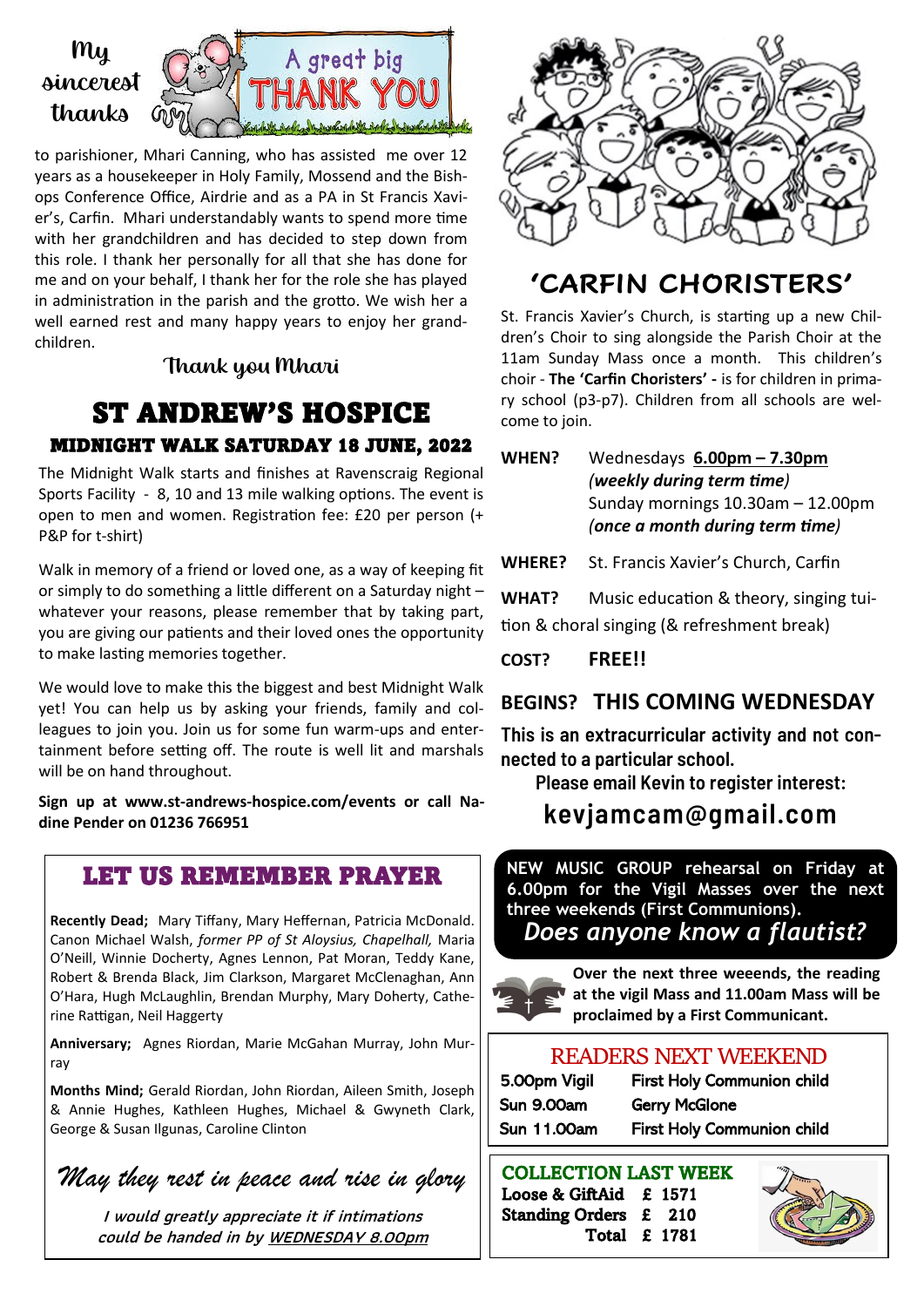My sincerest thanks

A great big THANK YOU

to parishioner, Mhari Canning, who has assisted me over 12 years as a housekeeper in Holy Family, Mossend and the Bishops Conference Office, Airdrie and as a PA in St Francis Xavier's, Carfin. Mhari understandably wants to spend more time with her grandchildren and has decided to step down from this role. I thank her personally for all that she has done for me and on your behalf, I thank her for the role she has played in administration in the parish and the grotto. We wish her a well earned rest and many happy years to enjoy her grandchildren.

Thank you Mhari

# ST ANDREW'S HOSPICE

## MIDNIGHT WALK SATURDAY 18 JUNE, 2022

The Midnight Walk starts and finishes at Ravenscraig Regional Sports Facility - 8, 10 and 13 mile walking options. The event is open to men and women. Registration fee: £20 per person (+ P&P for t-shirt)

Walk in memory of a friend or loved one, as a way of keeping fit or simply to do something a little different on a Saturday night – whatever your reasons, please remember that by taking part, you are giving our patients and their loved ones the opportunity to make lasting memories together.

We would love to make this the biggest and best Midnight Walk yet! You can help us by asking your friends, family and colleagues to join you. Join us for some fun warm-ups and entertainment before setting off. The route is well lit and marshals will be on hand throughout.

**Sign up at www.st-andrews-hospice.com/events or call Nadine Pender on 01236 766951**

## LET US REMEMBER PRAYER

**Recently Dead;** Mary Tiffany, Mary Heffernan, Patricia McDonald. Canon Michael Walsh, *former PP of St Aloysius, Chapelhall,* Maria O'Neill, Winnie Docherty, Agnes Lennon, Pat Moran, Teddy Kane, Robert & Brenda Black, Jim Clarkson, Margaret McClenaghan, Ann O'Hara, Hugh McLaughlin, Brendan Murphy, Mary Doherty, Catherine Rattigan, Neil Haggerty

**Anniversary;** Agnes Riordan, Marie McGahan Murray, John Murray

**Months Mind;** Gerald Riordan, John Riordan, Aileen Smith, Joseph & Annie Hughes, Kathleen Hughes, Michael & Gwyneth Clark, George & Susan Ilgunas, Caroline Clinton

*May they rest in peace and rise in glory*

*I would greatly appreciate it if intimations could be handed in by WEDNESDAY 8.00pm*

# 'CARFIN CHORISTERS'

St. Francis Xavier's Church, is starting up a new Children's Choir to sing alongside the Parish Choir at the 11am Sunday Mass once a month. This children's choir - **The 'Carfin Choristers' -** is for children in primary school (p3-p7). Children from all schools are welcome to join.

**WHEN?** Wednesdays **6.00pm – 7.30pm** *(weekly during term time)*
Sunday mornings 10.30am – 12.00pm *(once a month during term time)*

**WHERE?** St. Francis Xavier's Church, Carfin

**WHAT?** Music education & theory, singing tuition & choral singing (& refreshment break)

**COST?** **FREE!!**

**BEGINS? THIS COMING WEDNESDAY**

**This is an extracurricular activity and not connected to a particular school.**

**Please email Kevin to register interest:**

**kevjamcam@gmail.com**

**NEW MUSIC GROUP rehearsal on Friday at 6.00pm for the Vigil Masses over the next three weekends (First Communions).**

***Does anyone know a flautist?***

**Over the next three weeends, the reading at the vigil Mass and 11.00am Mass will be proclaimed by a First Communicant.**

## READERS NEXT WEEKEND

| | |
|---|---|
| 5.00pm Vigil | First Holy Communion child |
| Sun 9.00am | Gerry McGlone |
| Sun 11.00am | First Holy Communion child |

## COLLECTION LAST WEEK

| | |
|---|---|
| Loose & GiftAid | £ 1571 |
| Standing Orders | £ 210 |
| Total | £ 1781 |